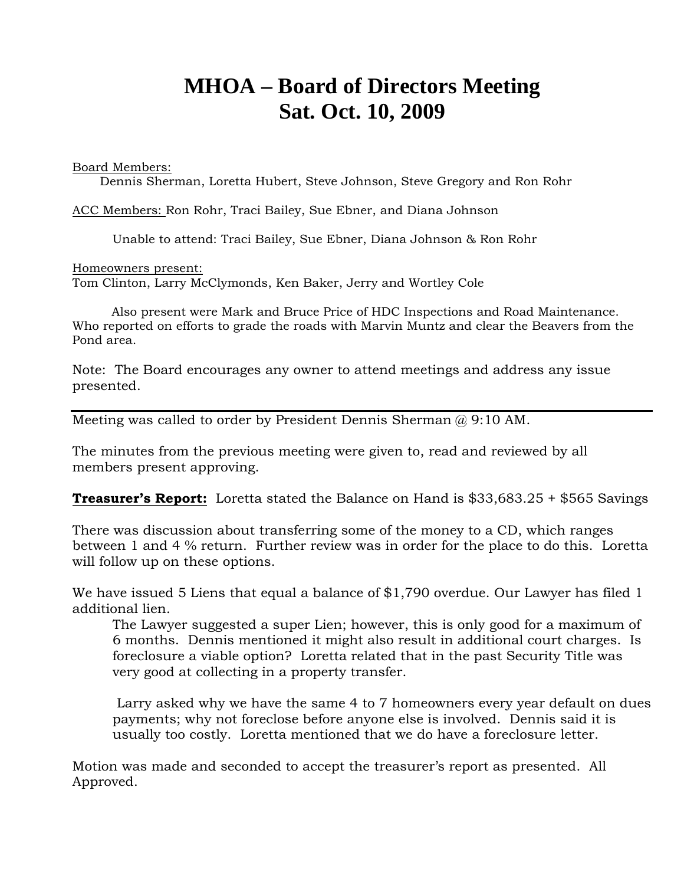# MHOA – Board of Directors Meeting
# Sat. Oct. 10, 2009

Board Members:
Dennis Sherman, Loretta Hubert, Steve Johnson, Steve Gregory and Ron Rohr

ACC Members: Ron Rohr, Traci Bailey, Sue Ebner, and Diana Johnson

Unable to attend: Traci Bailey, Sue Ebner, Diana Johnson & Ron Rohr

Homeowners present:
Tom Clinton, Larry McClymonds, Ken Baker, Jerry and Wortley Cole

Also present were Mark and Bruce Price of HDC Inspections and Road Maintenance. Who reported on efforts to grade the roads with Marvin Muntz and clear the Beavers from the Pond area.

Note: The Board encourages any owner to attend meetings and address any issue presented.

---

Meeting was called to order by President Dennis Sherman @ 9:10 AM.

The minutes from the previous meeting were given to, read and reviewed by all members present approving.

**Treasurer's Report:** Loretta stated the Balance on Hand is $33,683.25 + $565 Savings

There was discussion about transferring some of the money to a CD, which ranges between 1 and 4 % return. Further review was in order for the place to do this. Loretta will follow up on these options.

We have issued 5 Liens that equal a balance of $1,790 overdue. Our Lawyer has filed 1 additional lien.

> The Lawyer suggested a super Lien; however, this is only good for a maximum of 6 months. Dennis mentioned it might also result in additional court charges. Is foreclosure a viable option? Loretta related that in the past Security Title was very good at collecting in a property transfer.
>
> Larry asked why we have the same 4 to 7 homeowners every year default on dues payments; why not foreclose before anyone else is involved. Dennis said it is usually too costly. Loretta mentioned that we do have a foreclosure letter.

Motion was made and seconded to accept the treasurer's report as presented. All Approved.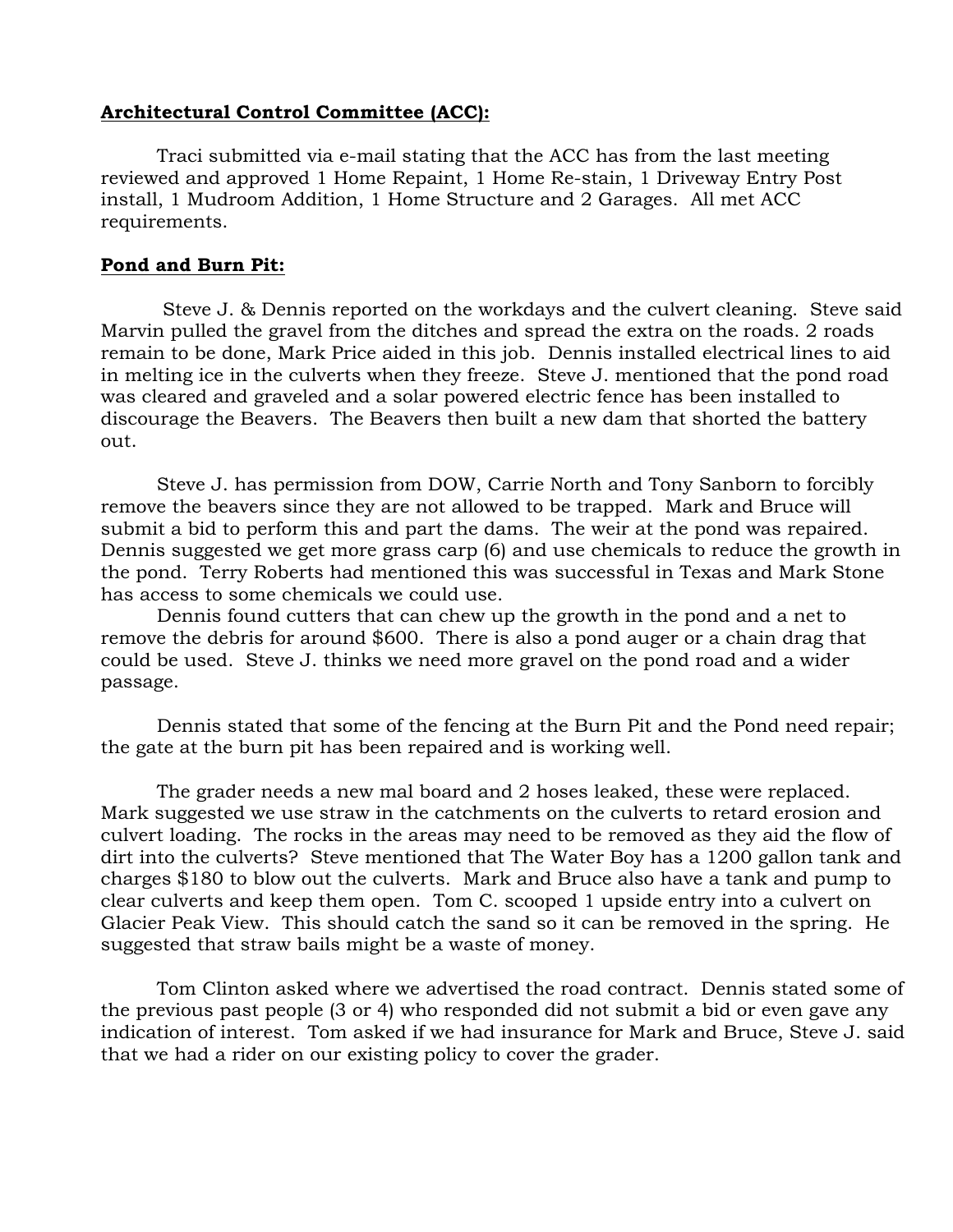**Architectural Control Committee (ACC):**

Traci submitted via e-mail stating that the ACC has from the last meeting reviewed and approved 1 Home Repaint, 1 Home Re-stain, 1 Driveway Entry Post install, 1 Mudroom Addition, 1 Home Structure and 2 Garages. All met ACC requirements.

**Pond and Burn Pit:**

Steve J. & Dennis reported on the workdays and the culvert cleaning. Steve said Marvin pulled the gravel from the ditches and spread the extra on the roads. 2 roads remain to be done, Mark Price aided in this job. Dennis installed electrical lines to aid in melting ice in the culverts when they freeze. Steve J. mentioned that the pond road was cleared and graveled and a solar powered electric fence has been installed to discourage the Beavers. The Beavers then built a new dam that shorted the battery out.

Steve J. has permission from DOW, Carrie North and Tony Sanborn to forcibly remove the beavers since they are not allowed to be trapped. Mark and Bruce will submit a bid to perform this and part the dams. The weir at the pond was repaired. Dennis suggested we get more grass carp (6) and use chemicals to reduce the growth in the pond. Terry Roberts had mentioned this was successful in Texas and Mark Stone has access to some chemicals we could use.

Dennis found cutters that can chew up the growth in the pond and a net to remove the debris for around $600. There is also a pond auger or a chain drag that could be used. Steve J. thinks we need more gravel on the pond road and a wider passage.

Dennis stated that some of the fencing at the Burn Pit and the Pond need repair; the gate at the burn pit has been repaired and is working well.

The grader needs a new mal board and 2 hoses leaked, these were replaced. Mark suggested we use straw in the catchments on the culverts to retard erosion and culvert loading. The rocks in the areas may need to be removed as they aid the flow of dirt into the culverts? Steve mentioned that The Water Boy has a 1200 gallon tank and charges $180 to blow out the culverts. Mark and Bruce also have a tank and pump to clear culverts and keep them open. Tom C. scooped 1 upside entry into a culvert on Glacier Peak View. This should catch the sand so it can be removed in the spring. He suggested that straw bails might be a waste of money.

Tom Clinton asked where we advertised the road contract. Dennis stated some of the previous past people (3 or 4) who responded did not submit a bid or even gave any indication of interest. Tom asked if we had insurance for Mark and Bruce, Steve J. said that we had a rider on our existing policy to cover the grader.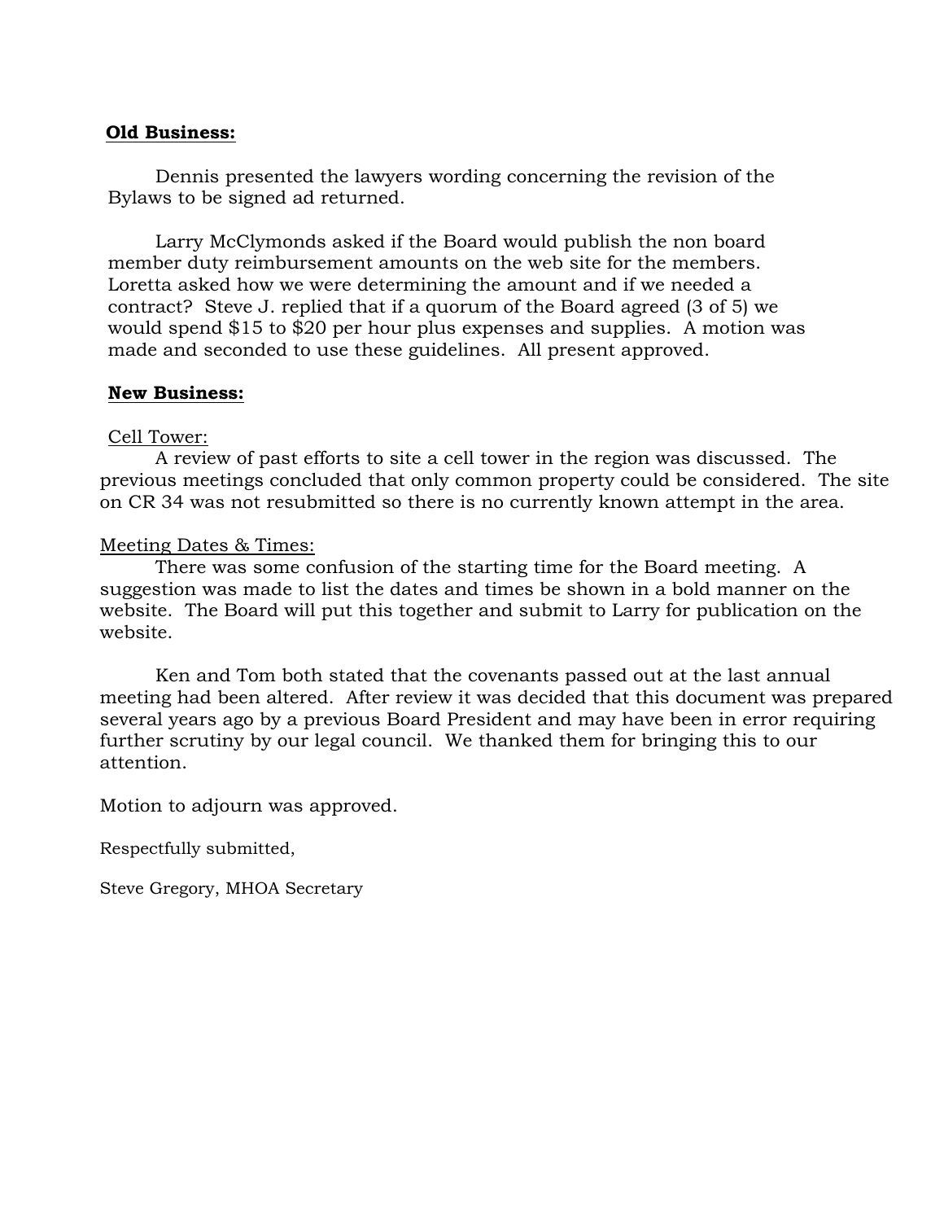**Old Business:**

Dennis presented the lawyers wording concerning the revision of the Bylaws to be signed ad returned.

Larry McClymonds asked if the Board would publish the non board member duty reimbursement amounts on the web site for the members. Loretta asked how we were determining the amount and if we needed a contract? Steve J. replied that if a quorum of the Board agreed (3 of 5) we would spend $15 to $20 per hour plus expenses and supplies. A motion was made and seconded to use these guidelines. All present approved.

**New Business:**

Cell Tower:

A review of past efforts to site a cell tower in the region was discussed. The previous meetings concluded that only common property could be considered. The site on CR 34 was not resubmitted so there is no currently known attempt in the area.

Meeting Dates & Times:

There was some confusion of the starting time for the Board meeting. A suggestion was made to list the dates and times be shown in a bold manner on the website. The Board will put this together and submit to Larry for publication on the website.

Ken and Tom both stated that the covenants passed out at the last annual meeting had been altered. After review it was decided that this document was prepared several years ago by a previous Board President and may have been in error requiring further scrutiny by our legal council. We thanked them for bringing this to our attention.

Motion to adjourn was approved.

Respectfully submitted,

Steve Gregory, MHOA Secretary